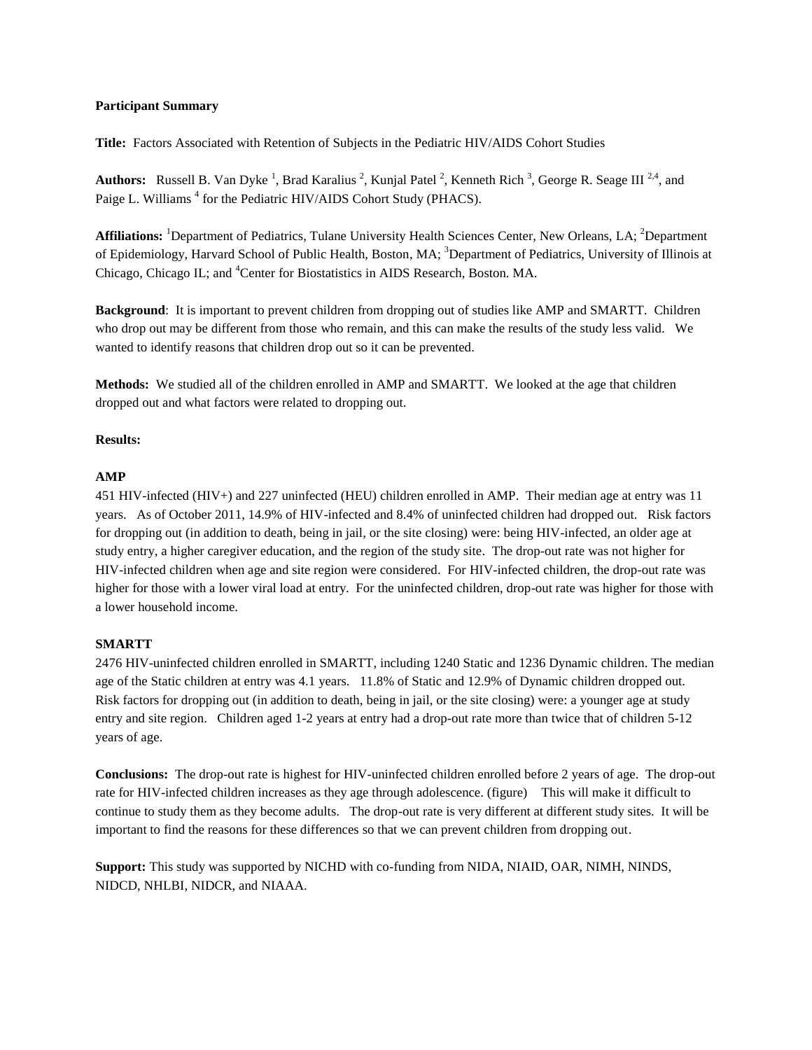**Participant Summary**

**Title:** Factors Associated with Retention of Subjects in the Pediatric HIV/AIDS Cohort Studies

**Authors:** Russell B. Van Dyke [1], Brad Karalius [2], Kunjal Patel [2], Kenneth Rich [3], George R. Seage III [2,4], and Paige L. Williams [4] for the Pediatric HIV/AIDS Cohort Study (PHACS).

**Affiliations:** [1]Department of Pediatrics, Tulane University Health Sciences Center, New Orleans, LA; [2]Department of Epidemiology, Harvard School of Public Health, Boston, MA; [3]Department of Pediatrics, University of Illinois at Chicago, Chicago IL; and [4]Center for Biostatistics in AIDS Research, Boston. MA.

**Background**: It is important to prevent children from dropping out of studies like AMP and SMARTT. Children who drop out may be different from those who remain, and this can make the results of the study less valid. We wanted to identify reasons that children drop out so it can be prevented.

**Methods:** We studied all of the children enrolled in AMP and SMARTT. We looked at the age that children dropped out and what factors were related to dropping out.

**Results:**

**AMP**

451 HIV-infected (HIV+) and 227 uninfected (HEU) children enrolled in AMP. Their median age at entry was 11 years. As of October 2011, 14.9% of HIV-infected and 8.4% of uninfected children had dropped out. Risk factors for dropping out (in addition to death, being in jail, or the site closing) were: being HIV-infected, an older age at study entry, a higher caregiver education, and the region of the study site. The drop-out rate was not higher for HIV-infected children when age and site region were considered. For HIV-infected children, the drop-out rate was higher for those with a lower viral load at entry. For the uninfected children, drop-out rate was higher for those with a lower household income.

**SMARTT**

2476 HIV-uninfected children enrolled in SMARTT, including 1240 Static and 1236 Dynamic children. The median age of the Static children at entry was 4.1 years. 11.8% of Static and 12.9% of Dynamic children dropped out. Risk factors for dropping out (in addition to death, being in jail, or the site closing) were: a younger age at study entry and site region. Children aged 1-2 years at entry had a drop-out rate more than twice that of children 5-12 years of age.

**Conclusions:** The drop-out rate is highest for HIV-uninfected children enrolled before 2 years of age. The drop-out rate for HIV-infected children increases as they age through adolescence. (figure) This will make it difficult to continue to study them as they become adults. The drop-out rate is very different at different study sites. It will be important to find the reasons for these differences so that we can prevent children from dropping out.

**Support:** This study was supported by NICHD with co-funding from NIDA, NIAID, OAR, NIMH, NINDS, NIDCD, NHLBI, NIDCR, and NIAAA.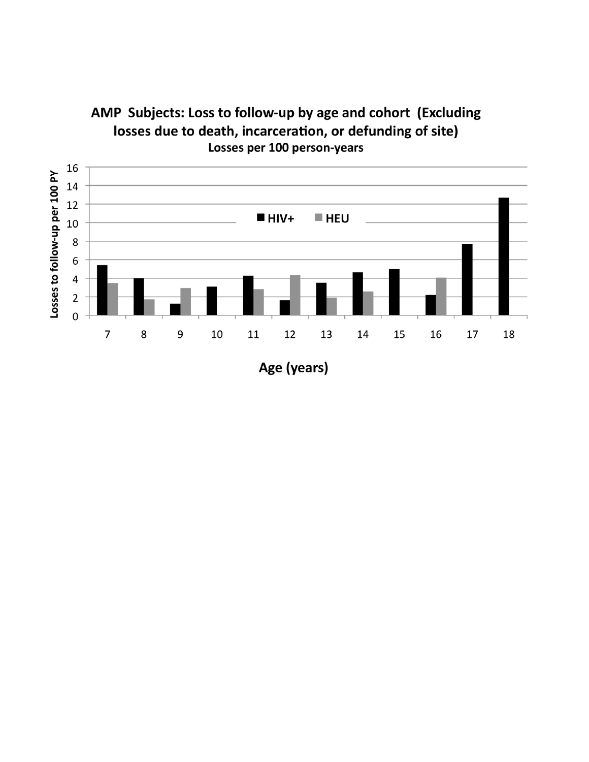AMP Subjects: Loss to follow-up by age and cohort (Excluding losses due to death, incarceration, or defunding of site)

Losses per 100 person-years

Losses to follow-up per 100 PY

16
14
12
10
8
6
4
2
0

HIV+
HEU

7
8
9
10
11
12
13
14
15
16
17
18

Age (years)